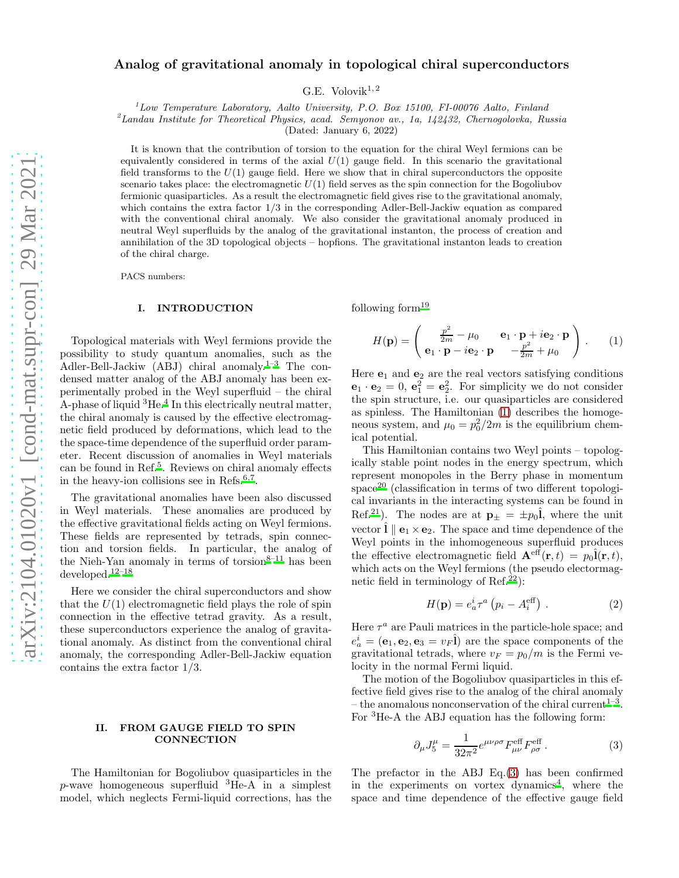# Analog of gravitational anomaly in topological chiral superconductors

G.E. Volovik[1,2]

[1]Low Temperature Laboratory, Aalto University, P.O. Box 15100, FI-00076 Aalto, Finland

[2]Landau Institute for Theoretical Physics, acad. Semyonov av., 1a, 142432, Chernogolovka, Russia

(Dated: January 6, 2022)

It is known that the contribution of torsion to the equation for the chiral Weyl fermions can be equivalently considered in terms of the axial $U(1)$ gauge field. In this scenario the gravitational field transforms to the $U(1)$ gauge field. Here we show that in chiral superconductors the opposite scenario takes place: the electromagnetic $U(1)$ field serves as the spin connection for the Bogoliubov fermionic quasiparticles. As a result the electromagnetic field gives rise to the gravitational anomaly, which contains the extra factor 1/3 in the corresponding Adler-Bell-Jackiw equation as compared with the conventional chiral anomaly. We also consider the gravitational anomaly produced in neutral Weyl superfluids by the analog of the gravitational instanton, the process of creation and annihilation of the 3D topological objects – hopfions. The gravitational instanton leads to creation of the chiral charge.

PACS numbers:

## I. INTRODUCTION

Topological materials with Weyl fermions provide the possibility to study quantum anomalies, such as the Adler-Bell-Jackiw (ABJ) chiral anomaly.[1–3] The condensed matter analog of the ABJ anomaly has been experimentally probed in the Weyl superfluid – the chiral A-phase of liquid $^3$He.[4] In this electrically neutral matter, the chiral anomaly is caused by the effective electromagnetic field produced by deformations, which lead to the the space-time dependence of the superfluid order parameter. Recent discussion of anomalies in Weyl materials can be found in Ref.[5]. Reviews on chiral anomaly effects in the heavy-ion collisions see in Refs.[6,7].

The gravitational anomalies have been also discussed in Weyl materials. These anomalies are produced by the effective gravitational fields acting on Weyl fermions. These fields are represented by tetrads, spin connection and torsion fields. In particular, the analog of the Nieh-Yan anomaly in terms of torsion[8–11] has been developed.[12–18]

Here we consider the chiral superconductors and show that the $U(1)$ electromagnetic field plays the role of spin connection in the effective tetrad gravity. As a result, these superconductors experience the analog of gravitational anomaly. As distinct from the conventional chiral anomaly, the corresponding Adler-Bell-Jackiw equation contains the extra factor 1/3.

## II. FROM GAUGE FIELD TO SPIN CONNECTION

The Hamiltonian for Bogoliubov quasiparticles in the $p$-wave homogeneous superfluid $^3$He-A in a simplest model, which neglects Fermi-liquid corrections, has the following form[19]

$$H(\mathbf{p}) = \begin{pmatrix} \frac{p^2}{2m} - \mu_0 & \mathbf{e}_1 \cdot \mathbf{p} + i\mathbf{e}_2 \cdot \mathbf{p} \\ \mathbf{e}_1 \cdot \mathbf{p} - i\mathbf{e}_2 \cdot \mathbf{p} & -\frac{p^2}{2m} + \mu_0 \end{pmatrix} . \qquad (1)$$

Here $\mathbf{e}_1$ and $\mathbf{e}_2$ are the real vectors satisfying conditions $\mathbf{e}_1 \cdot \mathbf{e}_2 = 0$, $\mathbf{e}_1^2 = \mathbf{e}_2^2$. For simplicity we do not consider the spin structure, i.e. our quasiparticles are considered as spinless. The Hamiltonian (1) describes the homogeneous system, and $\mu_0 = p_0^2/2m$ is the equilibrium chemical potential.

This Hamiltonian contains two Weyl points – topologically stable point nodes in the energy spectrum, which represent monopoles in the Berry phase in momentum space[20] (classification in terms of two different topological invariants in the interacting systems can be found in Ref.[21]). The nodes are at $\mathbf{p}_\pm = \pm p_0 \hat{\mathbf{l}}$, where the unit vector $\hat{\mathbf{l}} \parallel \mathbf{e}_1 \times \mathbf{e}_2$. The space and time dependence of the Weyl points in the inhomogeneous superfluid produces the effective electromagnetic field $\mathbf{A}^{\rm eff}(\mathbf{r},t) = p_0 \hat{\mathbf{l}}(\mathbf{r},t)$, which acts on the Weyl fermions (the pseudo electormagnetic field in terminology of Ref.[22]):

$$H(\mathbf{p}) = e^i_a \tau^a \left(p_i - A^{\rm eff}_i\right) . \qquad (2)$$

Here $\tau^a$ are Pauli matrices in the particle-hole space; and $e^i_a = (\mathbf{e}_1, \mathbf{e}_2, \mathbf{e}_3 = v_F \hat{\mathbf{l}})$ are the space components of the gravitational tetrads, where $v_F = p_0/m$ is the Fermi velocity in the normal Fermi liquid.

The motion of the Bogoliubov quasiparticles in this effective field gives rise to the analog of the chiral anomaly – the anomalous nonconservation of the chiral current[1–3]. For $^3$He-A the ABJ equation has the following form:

$$\partial_\mu J^\mu_5 = \frac{1}{32\pi^2} e^{\mu\nu\rho\sigma} F^{\rm eff}_{\mu\nu} F^{\rm eff}_{\rho\sigma} . \qquad (3)$$

The prefactor in the ABJ Eq.(3) has been confirmed in the experiments on vortex dynamics[4], where the space and time dependence of the effective gauge field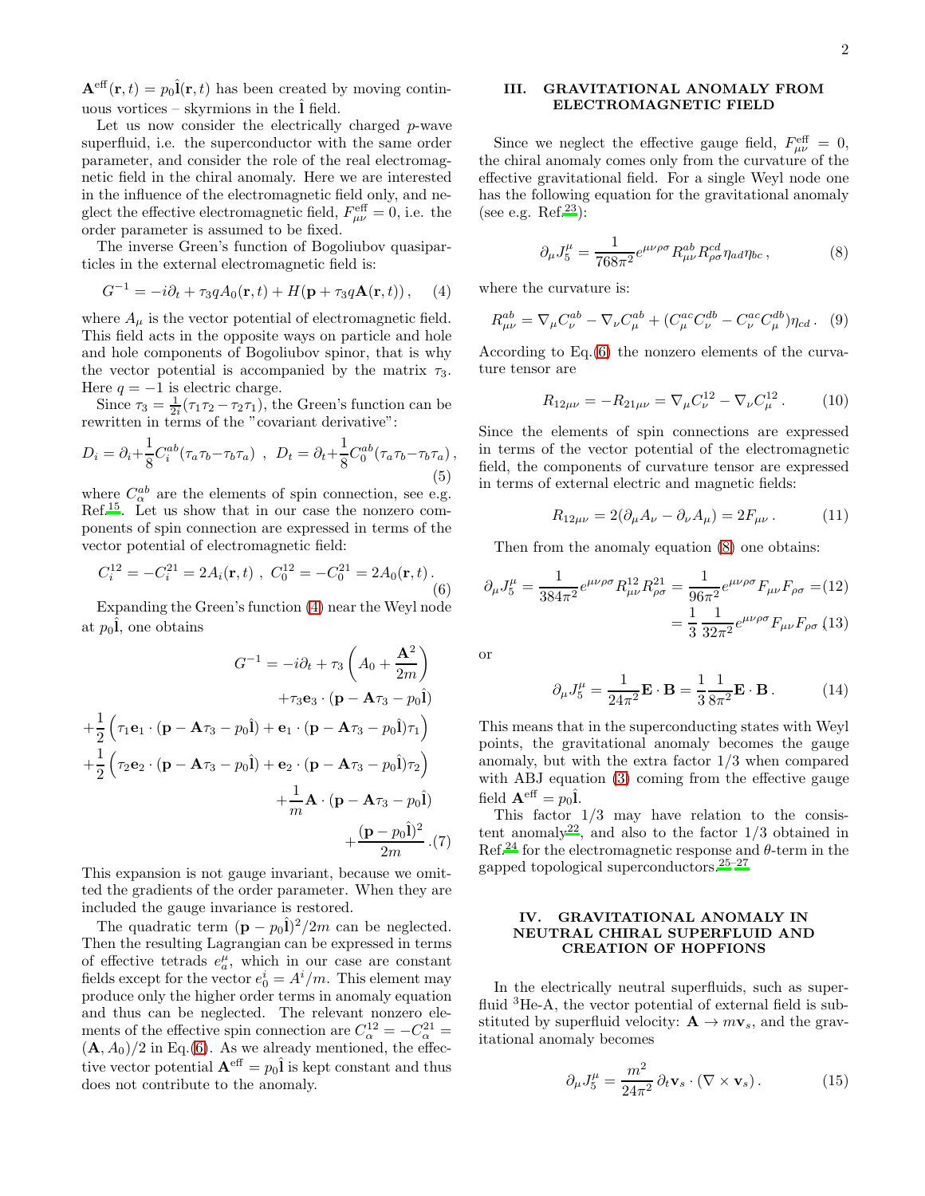$\mathbf{A}^{\rm eff}(\mathbf{r},t)=p_0\hat{\mathbf{l}}(\mathbf{r},t)$ has been created by moving continuous vortices – skyrmions in the $\hat{\mathbf{l}}$ field.

Let us now consider the electrically charged $p$-wave superfluid, i.e. the superconductor with the same order parameter, and consider the role of the real electromagnetic field in the chiral anomaly. Here we are interested in the influence of the electromagnetic field only, and neglect the effective electromagnetic field, $F^{\rm eff}_{\mu\nu}=0$, i.e. the order parameter is assumed to be fixed.

The inverse Green's function of Bogoliubov quasiparticles in the external electromagnetic field is:

$$G^{-1}=-i\partial_t+\tau_3 qA_0(\mathbf{r},t)+H(\mathbf{p}+\tau_3 q\mathbf{A}(\mathbf{r},t))\,, \quad (4)$$

where $A_\mu$ is the vector potential of electromagnetic field. This field acts in the opposite ways on particle and hole and hole components of Bogoliubov spinor, that is why the vector potential is accompanied by the matrix $\tau_3$. Here $q=-1$ is electric charge.

Since $\tau_3=\frac{1}{2i}(\tau_1\tau_2-\tau_2\tau_1)$, the Green's function can be rewritten in terms of the "covariant derivative":

$$D_i=\partial_i+\frac{1}{8}C^{ab}_i(\tau_a\tau_b-\tau_b\tau_a)\ ,\ D_t=\partial_t+\frac{1}{8}C^{ab}_0(\tau_a\tau_b-\tau_b\tau_a)\,, \quad (5)$$

where $C^{ab}_\alpha$ are the elements of spin connection, see e.g. Ref.[15]. Let us show that in our case the nonzero components of spin connection are expressed in terms of the vector potential of electromagnetic field:

$$C^{12}_i=-C^{21}_i=2A_i(\mathbf{r},t)\ ,\ C^{12}_0=-C^{21}_0=2A_0(\mathbf{r},t)\,. \quad (6)$$

Expanding the Green's function (4) near the Weyl node at $p_0\hat{\mathbf{l}}$, one obtains

$$
\begin{aligned}
G^{-1}=&-i\partial_t+\tau_3\left(A_0+\frac{\mathbf{A}^2}{2m}\right)\\
&+\tau_3\mathbf{e}_3\cdot(\mathbf{p}-\mathbf{A}\tau_3-p_0\hat{\mathbf{l}})\\
&+\frac{1}{2}\left(\tau_1\mathbf{e}_1\cdot(\mathbf{p}-\mathbf{A}\tau_3-p_0\hat{\mathbf{l}})+\mathbf{e}_1\cdot(\mathbf{p}-\mathbf{A}\tau_3-p_0\hat{\mathbf{l}})\tau_1\right)\\
&+\frac{1}{2}\left(\tau_2\mathbf{e}_2\cdot(\mathbf{p}-\mathbf{A}\tau_3-p_0\hat{\mathbf{l}})+\mathbf{e}_2\cdot(\mathbf{p}-\mathbf{A}\tau_3-p_0\hat{\mathbf{l}})\tau_2\right)\\
&+\frac{1}{m}\mathbf{A}\cdot(\mathbf{p}-\mathbf{A}\tau_3-p_0\hat{\mathbf{l}})\\
&+\frac{(\mathbf{p}-p_0\hat{\mathbf{l}})^2}{2m}\,. \quad (7)
\end{aligned}
$$

This expansion is not gauge invariant, because we omitted the gradients of the order parameter. When they are included the gauge invariance is restored.

The quadratic term $(\mathbf{p}-p_0\hat{\mathbf{l}})^2/2m$ can be neglected. Then the resulting Lagrangian can be expressed in terms of effective tetrads $e^\mu_a$, which in our case are constant fields except for the vector $e^i_0=A^i/m$. This element may produce only the higher order terms in anomaly equation and thus can be neglected. The relevant nonzero elements of the effective spin connection are $C^{12}_\alpha=-C^{21}_\alpha=(\mathbf{A},A_0)/2$ in Eq.(6). As we already mentioned, the effective vector potential $\mathbf{A}^{\rm eff}=p_0\hat{\mathbf{l}}$ is kept constant and thus does not contribute to the anomaly.

## III. GRAVITATIONAL ANOMALY FROM ELECTROMAGNETIC FIELD

Since we neglect the effective gauge field, $F^{\rm eff}_{\mu\nu}=0$, the chiral anomaly comes only from the curvature of the effective gravitational field. For a single Weyl node one has the following equation for the gravitational anomaly (see e.g. Ref.[23]):

$$\partial_\mu J^\mu_5=\frac{1}{768\pi^2}e^{\mu\nu\rho\sigma}R^{ab}_{\mu\nu}R^{cd}_{\rho\sigma}\eta_{ad}\eta_{bc}\,, \quad (8)$$

where the curvature is:

$$R^{ab}_{\mu\nu}=\nabla_\mu C^{ab}_\nu-\nabla_\nu C^{ab}_\mu+(C^{ac}_\mu C^{db}_\nu-C^{ac}_\nu C^{db}_\mu)\eta_{cd}\,. \quad (9)$$

According to Eq.(6) the nonzero elements of the curvature tensor are

$$R_{12\mu\nu}=-R_{21\mu\nu}=\nabla_\mu C^{12}_\nu-\nabla_\nu C^{12}_\mu\,. \quad (10)$$

Since the elements of spin connections are expressed in terms of the vector potential of the electromagnetic field, the components of curvature tensor are expressed in terms of external electric and magnetic fields:

$$R_{12\mu\nu}=2(\partial_\mu A_\nu-\partial_\nu A_\mu)=2F_{\mu\nu}\,. \quad (11)$$

Then from the anomaly equation (8) one obtains:

$$
\begin{aligned}
\partial_\mu J^\mu_5=\frac{1}{384\pi^2}e^{\mu\nu\rho\sigma}R^{12}_{\mu\nu}R^{21}_{\rho\sigma}&=\frac{1}{96\pi^2}e^{\mu\nu\rho\sigma}F_{\mu\nu}F_{\rho\sigma}= \quad (12)\\
&=\frac{1}{3}\,\frac{1}{32\pi^2}e^{\mu\nu\rho\sigma}F_{\mu\nu}F_{\rho\sigma}\,, \quad (13)
\end{aligned}
$$

or

$$\partial_\mu J^\mu_5=\frac{1}{24\pi^2}\mathbf{E}\cdot\mathbf{B}=\frac{1}{3}\frac{1}{8\pi^2}\mathbf{E}\cdot\mathbf{B}\,. \quad (14)$$

This means that in the superconducting states with Weyl points, the gravitational anomaly becomes the gauge anomaly, but with the extra factor 1/3 when compared with ABJ equation (3) coming from the effective gauge field $\mathbf{A}^{\rm eff}=p_0\hat{\mathbf{l}}$.

This factor 1/3 may have relation to the consistent anomaly[22], and also to the factor 1/3 obtained in Ref.[24] for the electromagnetic response and $\theta$-term in the gapped topological superconductors.[25–27]

## IV. GRAVITATIONAL ANOMALY IN NEUTRAL CHIRAL SUPERFLUID AND CREATION OF HOPFIONS

In the electrically neutral superfluids, such as superfluid $^3$He-A, the vector potential of external field is substituted by superfluid velocity: $\mathbf{A}\rightarrow m\mathbf{v}_s$, and the gravitational anomaly becomes

$$\partial_\mu J^\mu_5=\frac{m^2}{24\pi^2}\,\partial_t\mathbf{v}_s\cdot(\nabla\times\mathbf{v}_s)\,. \quad (15)$$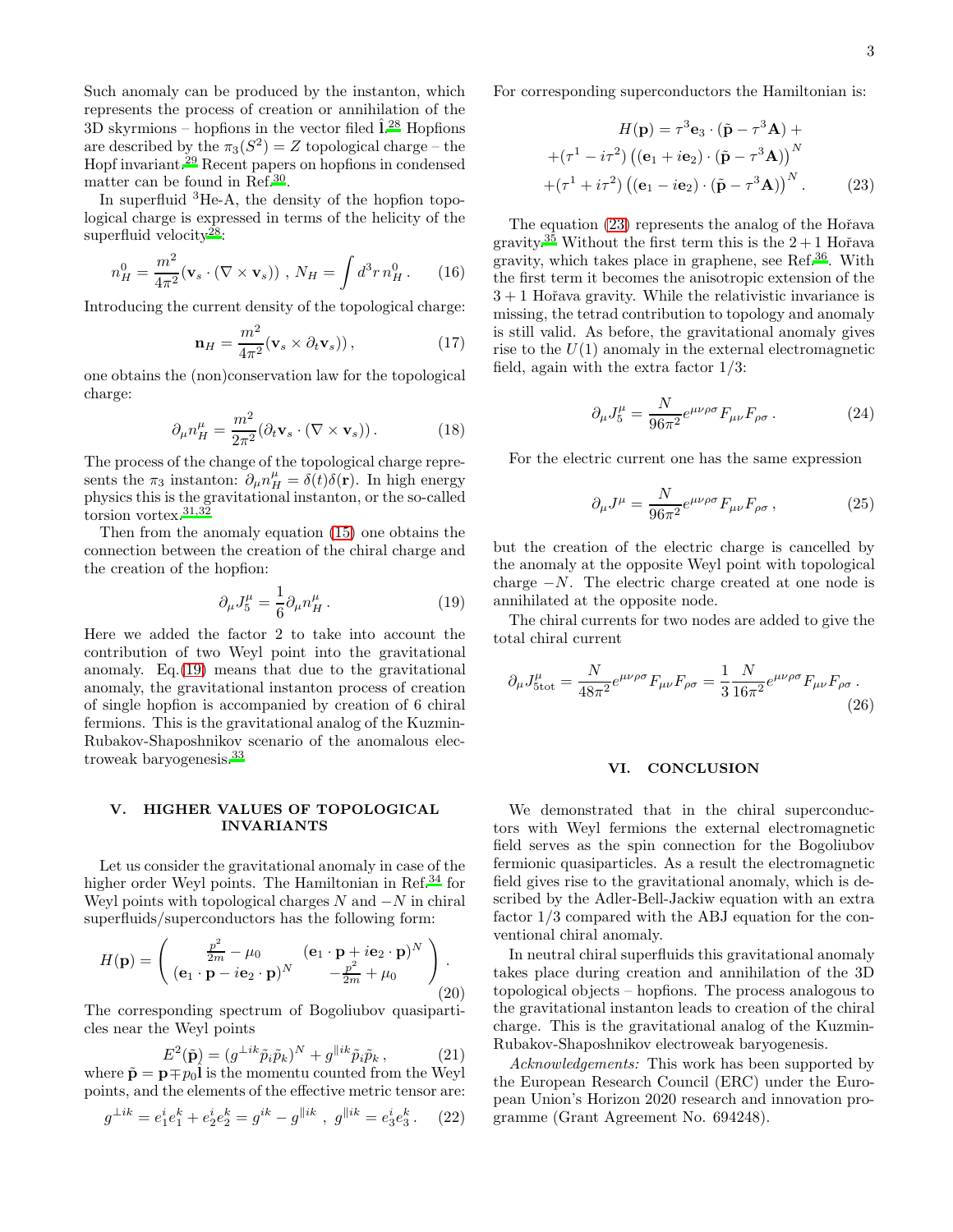Such anomaly can be produced by the instanton, which represents the process of creation or annihilation of the 3D skyrmions – hopfions in the vector filed $\hat{\mathbf{l}}$.[28] Hopfions are described by the $\pi_3(S^2) = Z$ topological charge – the Hopf invariant.[29] Recent papers on hopfions in condensed matter can be found in Ref.[30].

In superfluid $^3$He-A, the density of the hopfion topological charge is expressed in terms of the helicity of the superfluid velocity[28]:

$$n^0_H = \frac{m^2}{4\pi^2}(\mathbf{v}_s \cdot (\nabla \times \mathbf{v}_s)) \ , \ N_H = \int d^3r \, n^0_H \,. \tag{16}$$

Introducing the current density of the topological charge:

$$\mathbf{n}_H = \frac{m^2}{4\pi^2}(\mathbf{v}_s \times \partial_t \mathbf{v}_s)) \,, \tag{17}$$

one obtains the (non)conservation law for the topological charge:

$$\partial_\mu n^\mu_H = \frac{m^2}{2\pi^2}(\partial_t \mathbf{v}_s \cdot (\nabla \times \mathbf{v}_s)) \,. \tag{18}$$

The process of the change of the topological charge represents the $\pi_3$ instanton: $\partial_\mu n^\mu_H = \delta(t)\delta(\mathbf{r})$. In high energy physics this is the gravitational instanton, or the so-called torsion vortex.[31,32]

Then from the anomaly equation (15) one obtains the connection between the creation of the chiral charge and the creation of the hopfion:

$$\partial_\mu J^\mu_5 = \frac{1}{6}\partial_\mu n^\mu_H \,. \tag{19}$$

Here we added the factor 2 to take into account the contribution of two Weyl point into the gravitational anomaly. Eq.(19) means that due to the gravitational anomaly, the gravitational instanton process of creation of single hopfion is accompanied by creation of 6 chiral fermions. This is the gravitational analog of the Kuzmin-Rubakov-Shaposhnikov scenario of the anomalous electroweak baryogenesis.[33]

## V. HIGHER VALUES OF TOPOLOGICAL INVARIANTS

Let us consider the gravitational anomaly in case of the higher order Weyl points. The Hamiltonian in Ref.[34] for Weyl points with topological charges $N$ and $-N$ in chiral superfluids/superconductors has the following form:

$$H(\mathbf{p}) = \begin{pmatrix} \frac{p^2}{2m} - \mu_0 & (\mathbf{e}_1 \cdot \mathbf{p} + i\mathbf{e}_2 \cdot \mathbf{p})^N \\ (\mathbf{e}_1 \cdot \mathbf{p} - i\mathbf{e}_2 \cdot \mathbf{p})^N & -\frac{p^2}{2m} + \mu_0 \end{pmatrix} . \tag{20}$$

The corresponding spectrum of Bogoliubov quasiparticles near the Weyl points

$$E^2(\tilde{\mathbf{p}}) = (g^{\perp ik}\tilde{p}_i\tilde{p}_k)^N + g^{\parallel ik}\tilde{p}_i\tilde{p}_k \,, \tag{21}$$

where $\tilde{\mathbf{p}} = \mathbf{p} \mp p_0\hat{\mathbf{l}}$ is the momentu counted from the Weyl points, and the elements of the effective metric tensor are:

$$g^{\perp ik} = e^i_1 e^k_1 + e^i_2 e^k_2 = g^{ik} - g^{\parallel ik} \ , \ g^{\parallel ik} = e^i_3 e^k_3 \,. \tag{22}$$

For corresponding superconductors the Hamiltonian is:

$$\begin{aligned} H(\mathbf{p}) &= \tau^3 \mathbf{e}_3 \cdot (\tilde{\mathbf{p}} - \tau^3\mathbf{A}) + \\ &+ (\tau^1 - i\tau^2)\left((\mathbf{e}_1 + i\mathbf{e}_2)\cdot(\tilde{\mathbf{p}} - \tau^3\mathbf{A})\right)^N \\ &+ (\tau^1 + i\tau^2)\left((\mathbf{e}_1 - i\mathbf{e}_2)\cdot(\tilde{\mathbf{p}} - \tau^3\mathbf{A})\right)^N . \end{aligned} \tag{23}$$

The equation (23) represents the analog of the Hořava gravity.[35] Without the first term this is the $2+1$ Hořava gravity, which takes place in graphene, see Ref.[36]. With the first term it becomes the anisotropic extension of the $3+1$ Hořava gravity. While the relativistic invariance is missing, the tetrad contribution to topology and anomaly is still valid. As before, the gravitational anomaly gives rise to the $U(1)$ anomaly in the external electromagnetic field, again with the extra factor 1/3:

$$\partial_\mu J^\mu_5 = \frac{N}{96\pi^2} e^{\mu\nu\rho\sigma} F_{\mu\nu} F_{\rho\sigma} \,. \tag{24}$$

For the electric current one has the same expression

$$\partial_\mu J^\mu = \frac{N}{96\pi^2} e^{\mu\nu\rho\sigma} F_{\mu\nu} F_{\rho\sigma} \,, \tag{25}$$

but the creation of the electric charge is cancelled by the anomaly at the opposite Weyl point with topological charge $-N$. The electric charge created at one node is annihilated at the opposite node.

The chiral currents for two nodes are added to give the total chiral current

$$\partial_\mu J^\mu_{5\mathrm{tot}} = \frac{N}{48\pi^2} e^{\mu\nu\rho\sigma} F_{\mu\nu} F_{\rho\sigma} = \frac{1}{3}\frac{N}{16\pi^2} e^{\mu\nu\rho\sigma} F_{\mu\nu} F_{\rho\sigma} \,. \tag{26}$$

## VI. CONCLUSION

We demonstrated that in the chiral superconductors with Weyl fermions the external electromagnetic field serves as the spin connection for the Bogoliubov fermionic quasiparticles. As a result the electromagnetic field gives rise to the gravitational anomaly, which is described by the Adler-Bell-Jackiw equation with an extra factor 1/3 compared with the ABJ equation for the conventional chiral anomaly.

In neutral chiral superfluids this gravitational anomaly takes place during creation and annihilation of the 3D topological objects – hopfions. The process analogous to the gravitational instanton leads to creation of the chiral charge. This is the gravitational analog of the Kuzmin-Rubakov-Shaposhnikov electroweak baryogenesis.

*Acknowledgements:* This work has been supported by the European Research Council (ERC) under the European Union's Horizon 2020 research and innovation programme (Grant Agreement No. 694248).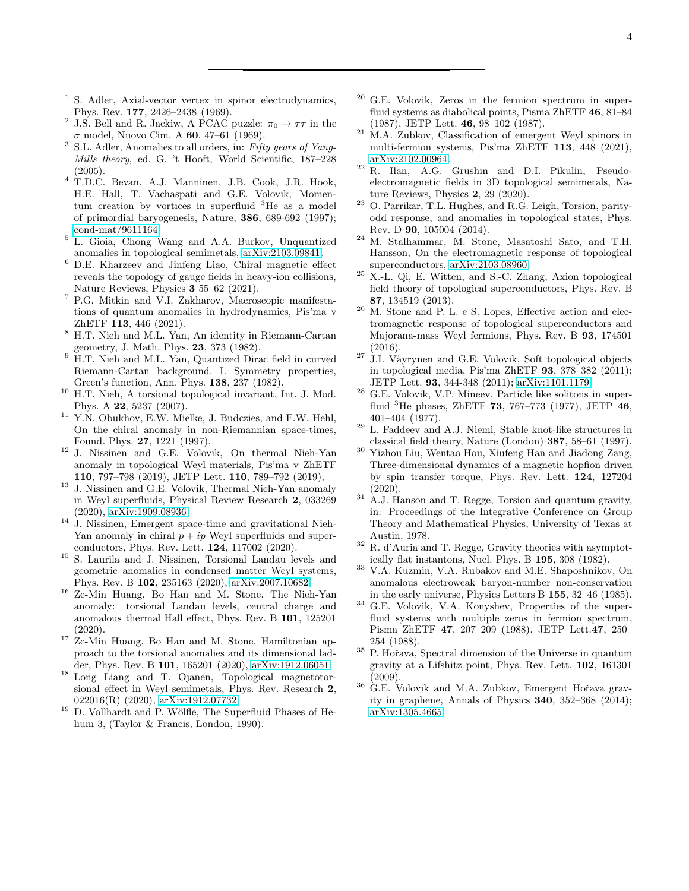[1] S. Adler, Axial-vector vertex in spinor electrodynamics, Phys. Rev. **177**, 2426–2438 (1969).

[2] J.S. Bell and R. Jackiw, A PCAC puzzle: $\pi_0 \to \tau\tau$ in the $\sigma$ model, Nuovo Cim. A **60**, 47–61 (1969).

[3] S.L. Adler, Anomalies to all orders, in: *Fifty years of Yang-Mills theory*, ed. G. 't Hooft, World Scientific, 187–228 (2005).

[4] T.D.C. Bevan, A.J. Manninen, J.B. Cook, J.R. Hook, H.E. Hall, T. Vachaspati and G.E. Volovik, Momentum creation by vortices in superfluid $^3$He as a model of primordial baryogenesis, Nature, **386**, 689-692 (1997); cond-mat/9611164.

[5] L. Gioia, Chong Wang and A.A. Burkov, Unquantized anomalies in topological semimetals, arXiv:2103.09841.

[6] D.E. Kharzeev and Jinfeng Liao, Chiral magnetic effect reveals the topology of gauge fields in heavy-ion collisions, Nature Reviews, Physics **3** 55–62 (2021).

[7] P.G. Mitkin and V.I. Zakharov, Macroscopic manifestations of quantum anomalies in hydrodynamics, Pis'ma v ZhETF **113**, 446 (2021).

[8] H.T. Nieh and M.L. Yan, An identity in Riemann-Cartan geometry, J. Math. Phys. **23**, 373 (1982).

[9] H.T. Nieh and M.L. Yan, Quantized Dirac field in curved Riemann-Cartan background. I. Symmetry properties, Green's function, Ann. Phys. **138**, 237 (1982).

[10] H.T. Nieh, A torsional topological invariant, Int. J. Mod. Phys. A **22**, 5237 (2007).

[11] Y.N. Obukhov, E.W. Mielke, J. Budczies, and F.W. Hehl, On the chiral anomaly in non-Riemannian space-times, Found. Phys. **27**, 1221 (1997).

[12] J. Nissinen and G.E. Volovik, On thermal Nieh-Yan anomaly in topological Weyl materials, Pis'ma v ZhETF **110**, 797–798 (2019), JETP Lett. **110**, 789–792 (2019),

[13] J. Nissinen and G.E. Volovik, Thermal Nieh-Yan anomaly in Weyl superfluids, Physical Review Research **2**, 033269 (2020), arXiv:1909.08936.

[14] J. Nissinen, Emergent space-time and gravitational Nieh-Yan anomaly in chiral $p + ip$ Weyl superfluids and superconductors, Phys. Rev. Lett. **124**, 117002 (2020).

[15] S. Laurila and J. Nissinen, Torsional Landau levels and geometric anomalies in condensed matter Weyl systems, Phys. Rev. B **102**, 235163 (2020), arXiv:2007.10682.

[16] Ze-Min Huang, Bo Han and M. Stone, The Nieh-Yan anomaly: torsional Landau levels, central charge and anomalous thermal Hall effect, Phys. Rev. B **101**, 125201 (2020).

[17] Ze-Min Huang, Bo Han and M. Stone, Hamiltonian approach to the torsional anomalies and its dimensional ladder, Phys. Rev. B **101**, 165201 (2020), arXiv:1912.06051.

[18] Long Liang and T. Ojanen, Topological magnetotorsional effect in Weyl semimetals, Phys. Rev. Research **2**, 022016(R) (2020), arXiv:1912.07732.

[19] D. Vollhardt and P. Wölfle, The Superfluid Phases of Helium 3, (Taylor & Francis, London, 1990).

[20] G.E. Volovik, Zeros in the fermion spectrum in superfluid systems as diabolical points, Pisma ZhETF **46**, 81–84 (1987), JETP Lett. **46**, 98–102 (1987).

[21] M.A. Zubkov, Classification of emergent Weyl spinors in multi-fermion systems, Pis'ma ZhETF **113**, 448 (2021), arXiv:2102.00964.

[22] R. Ilan, A.G. Grushin and D.I. Pikulin, Pseudo-electromagnetic fields in 3D topological semimetals, Nature Reviews, Physics **2**, 29 (2020).

[23] O. Parrikar, T.L. Hughes, and R.G. Leigh, Torsion, parity-odd response, and anomalies in topological states, Phys. Rev. D **90**, 105004 (2014).

[24] M. Stalhammar, M. Stone, Masatoshi Sato, and T.H. Hansson, On the electromagnetic response of topological superconductors, arXiv:2103.08960.

[25] X.-L. Qi, E. Witten, and S.-C. Zhang, Axion topological field theory of topological superconductors, Phys. Rev. B **87**, 134519 (2013).

[26] M. Stone and P. L. e S. Lopes, Effective action and electromagnetic response of topological superconductors and Majorana-mass Weyl fermions, Phys. Rev. B **93**, 174501 (2016).

[27] J.I. Väyrynen and G.E. Volovik, Soft topological objects in topological media, Pis'ma ZhETF **93**, 378–382 (2011); JETP Lett. **93**, 344-348 (2011); arXiv:1101.1179.

[28] G.E. Volovik, V.P. Mineev, Particle like solitons in superfluid $^3$He phases, ZhETF **73**, 767–773 (1977), JETP **46**, 401–404 (1977).

[29] L. Faddeev and A.J. Niemi, Stable knot-like structures in classical field theory, Nature (London) **387**, 58–61 (1997).

[30] Yizhou Liu, Wentao Hou, Xiufeng Han and Jiadong Zang, Three-dimensional dynamics of a magnetic hopfion driven by spin transfer torque, Phys. Rev. Lett. **124**, 127204 (2020).

[31] A.J. Hanson and T. Regge, Torsion and quantum gravity, in: Proceedings of the Integrative Conference on Group Theory and Mathematical Physics, University of Texas at Austin, 1978.

[32] R. d'Auria and T. Regge, Gravity theories with asymptotically flat instantons, Nucl. Phys. B **195**, 308 (1982).

[33] V.A. Kuzmin, V.A. Rubakov and M.E. Shaposhnikov, On anomalous electroweak baryon-number non-conservation in the early universe, Physics Letters B **155**, 32–46 (1985).

[34] G.E. Volovik, V.A. Konyshev, Properties of the superfluid systems with multiple zeros in fermion spectrum, Pisma ZhETF **47**, 207–209 (1988), JETP Lett.**47**, 250–254 (1988).

[35] P. Hořava, Spectral dimension of the Universe in quantum gravity at a Lifshitz point, Phys. Rev. Lett. **102**, 161301 (2009).

[36] G.E. Volovik and M.A. Zubkov, Emergent Hořava gravity in graphene, Annals of Physics **340**, 352–368 (2014); arXiv:1305.4665.